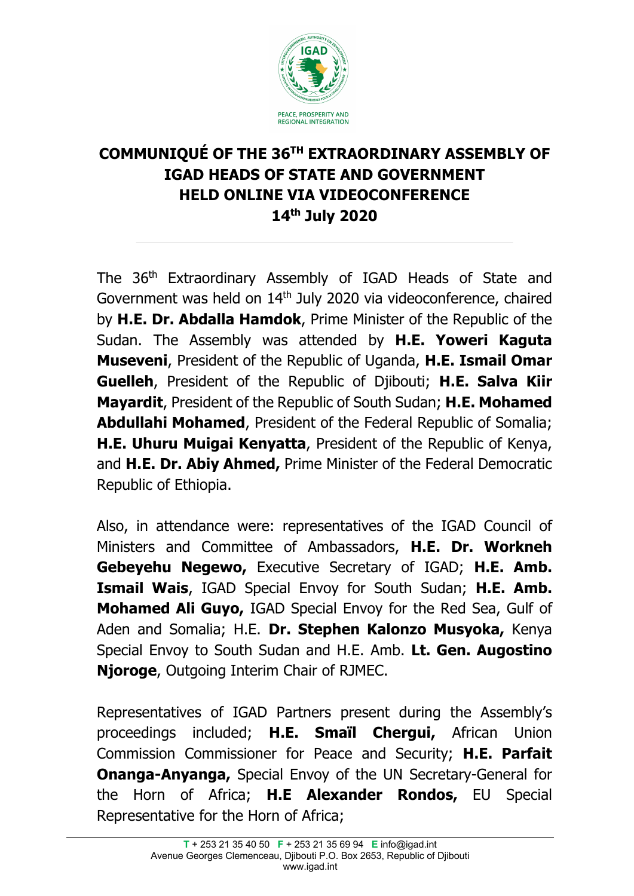# COMMUNIQUÉ OF THE 36TH EXTRAORDINARY ASSEMBLY OF IGAD HEADS OF STATE AND GOVERNMENT HELD ONLINE VIA VIDEOCONFERENCE 14th July 2020

The 36th Extraordinary Assembly of IGAD Heads of State and Government was held on 14th July 2020 via videoconference, chaired by **H.E. Dr. Abdalla Hamdok**, Prime Minister of the Republic of the Sudan. The Assembly was attended by **H.E. Yoweri Kaguta Museveni**, President of the Republic of Uganda, **H.E. Ismail Omar Guelleh**, President of the Republic of Djibouti; **H.E. Salva Kiir Mayardit**, President of the Republic of South Sudan; **H.E. Mohamed Abdullahi Mohamed**, President of the Federal Republic of Somalia; **H.E. Uhuru Muigai Kenyatta**, President of the Republic of Kenya, and **H.E. Dr. Abiy Ahmed,** Prime Minister of the Federal Democratic Republic of Ethiopia.

Also, in attendance were: representatives of the IGAD Council of Ministers and Committee of Ambassadors, **H.E. Dr. Workneh Gebeyehu Negewo,** Executive Secretary of IGAD; **H.E. Amb. Ismail Wais**, IGAD Special Envoy for South Sudan; **H.E. Amb. Mohamed Ali Guyo,** IGAD Special Envoy for the Red Sea, Gulf of Aden and Somalia; H.E. **Dr. Stephen Kalonzo Musyoka,** Kenya Special Envoy to South Sudan and H.E. Amb. **Lt. Gen. Augostino Njoroge**, Outgoing Interim Chair of RJMEC.

Representatives of IGAD Partners present during the Assembly's proceedings included; **H.E. Smaïl Chergui,** African Union Commission Commissioner for Peace and Security; **H.E. Parfait Onanga-Anyanga,** Special Envoy of the UN Secretary-General for the Horn of Africa; **H.E Alexander Rondos,** EU Special Representative for the Horn of Africa;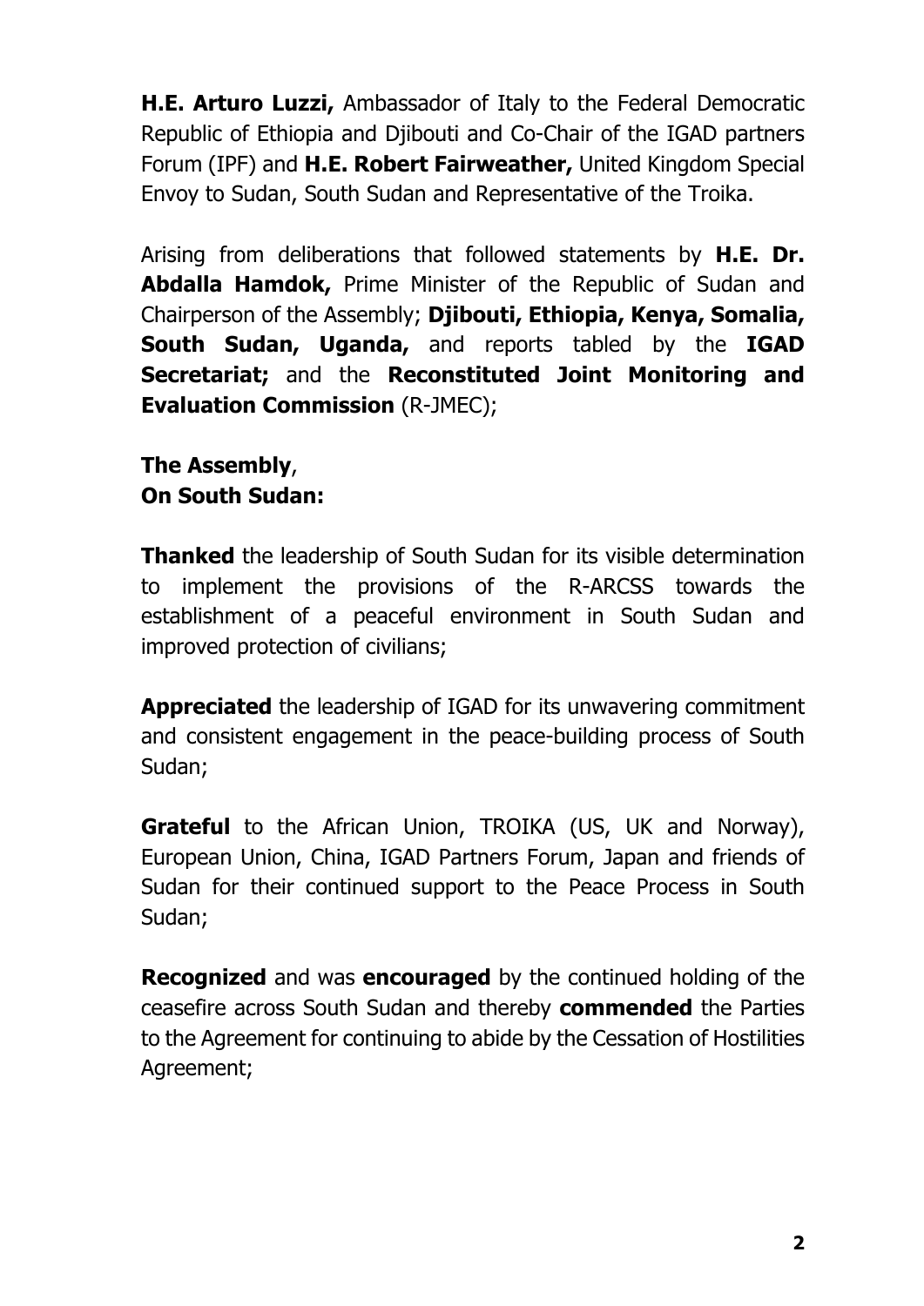**H.E. Arturo Luzzi,** Ambassador of Italy to the Federal Democratic Republic of Ethiopia and Djibouti and Co-Chair of the IGAD partners Forum (IPF) and **H.E. Robert Fairweather,** United Kingdom Special Envoy to Sudan, South Sudan and Representative of the Troika.

Arising from deliberations that followed statements by **H.E. Dr. Abdalla Hamdok,** Prime Minister of the Republic of Sudan and Chairperson of the Assembly; **Djibouti, Ethiopia, Kenya, Somalia, South Sudan, Uganda,** and reports tabled by the **IGAD Secretariat;** and the **Reconstituted Joint Monitoring and Evaluation Commission** (R-JMEC);

**The Assembly**,
**On South Sudan:**

**Thanked** the leadership of South Sudan for its visible determination to implement the provisions of the R-ARCSS towards the establishment of a peaceful environment in South Sudan and improved protection of civilians;

**Appreciated** the leadership of IGAD for its unwavering commitment and consistent engagement in the peace-building process of South Sudan;

**Grateful** to the African Union, TROIKA (US, UK and Norway), European Union, China, IGAD Partners Forum, Japan and friends of Sudan for their continued support to the Peace Process in South Sudan;

**Recognized** and was **encouraged** by the continued holding of the ceasefire across South Sudan and thereby **commended** the Parties to the Agreement for continuing to abide by the Cessation of Hostilities Agreement;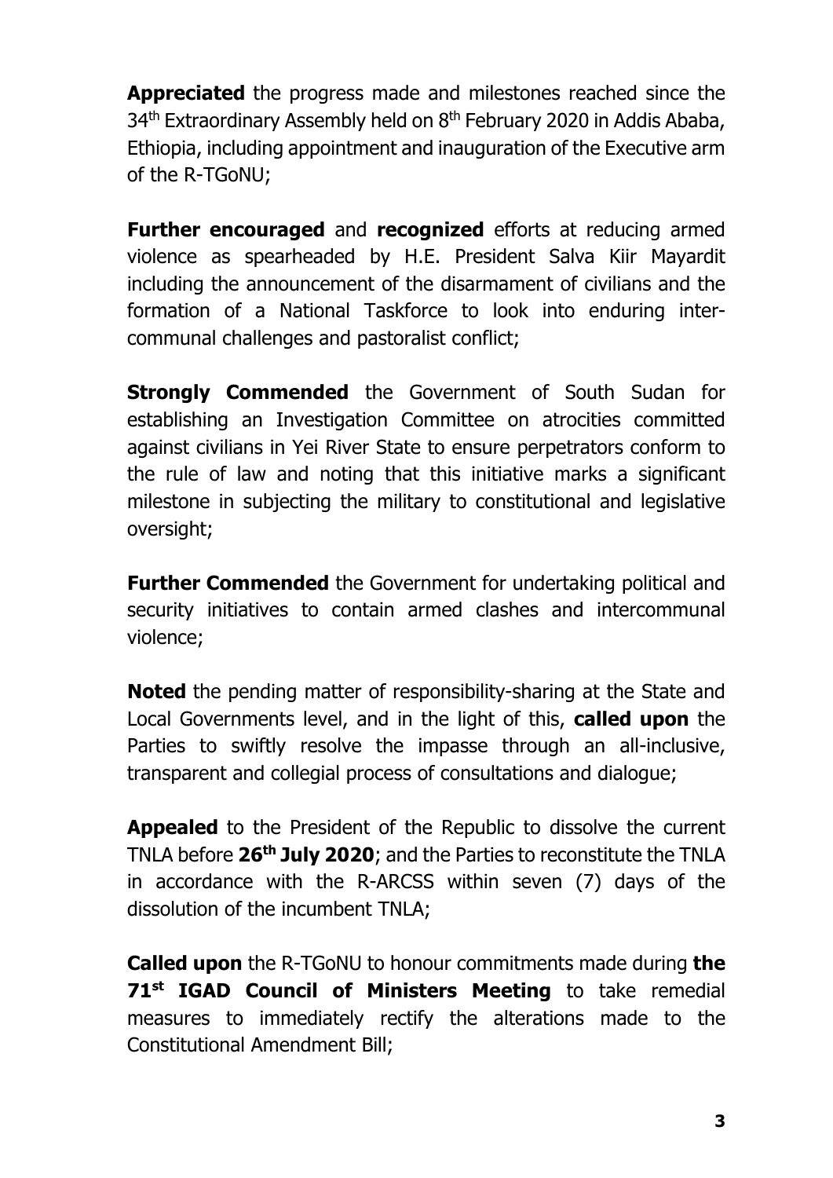**Appreciated** the progress made and milestones reached since the 34th Extraordinary Assembly held on 8th February 2020 in Addis Ababa, Ethiopia, including appointment and inauguration of the Executive arm of the R-TGoNU;

**Further encouraged** and **recognized** efforts at reducing armed violence as spearheaded by H.E. President Salva Kiir Mayardit including the announcement of the disarmament of civilians and the formation of a National Taskforce to look into enduring inter-communal challenges and pastoralist conflict;

**Strongly Commended** the Government of South Sudan for establishing an Investigation Committee on atrocities committed against civilians in Yei River State to ensure perpetrators conform to the rule of law and noting that this initiative marks a significant milestone in subjecting the military to constitutional and legislative oversight;

**Further Commended** the Government for undertaking political and security initiatives to contain armed clashes and intercommunal violence;

**Noted** the pending matter of responsibility-sharing at the State and Local Governments level, and in the light of this, **called upon** the Parties to swiftly resolve the impasse through an all-inclusive, transparent and collegial process of consultations and dialogue;

**Appealed** to the President of the Republic to dissolve the current TNLA before **26th July 2020**; and the Parties to reconstitute the TNLA in accordance with the R-ARCSS within seven (7) days of the dissolution of the incumbent TNLA;

**Called upon** the R-TGoNU to honour commitments made during **the 71st IGAD Council of Ministers Meeting** to take remedial measures to immediately rectify the alterations made to the Constitutional Amendment Bill;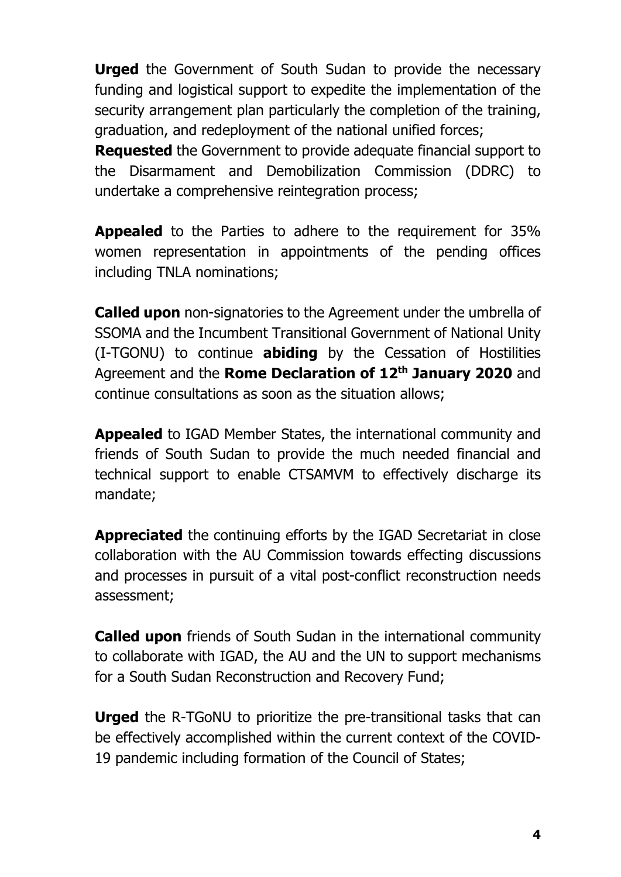**Urged** the Government of South Sudan to provide the necessary funding and logistical support to expedite the implementation of the security arrangement plan particularly the completion of the training, graduation, and redeployment of the national unified forces;

**Requested** the Government to provide adequate financial support to the Disarmament and Demobilization Commission (DDRC) to undertake a comprehensive reintegration process;

**Appealed** to the Parties to adhere to the requirement for 35% women representation in appointments of the pending offices including TNLA nominations;

**Called upon** non-signatories to the Agreement under the umbrella of SSOMA and the Incumbent Transitional Government of National Unity (I-TGONU) to continue **abiding** by the Cessation of Hostilities Agreement and the **Rome Declaration of 12th January 2020** and continue consultations as soon as the situation allows;

**Appealed** to IGAD Member States, the international community and friends of South Sudan to provide the much needed financial and technical support to enable CTSAMVM to effectively discharge its mandate;

**Appreciated** the continuing efforts by the IGAD Secretariat in close collaboration with the AU Commission towards effecting discussions and processes in pursuit of a vital post-conflict reconstruction needs assessment;

**Called upon** friends of South Sudan in the international community to collaborate with IGAD, the AU and the UN to support mechanisms for a South Sudan Reconstruction and Recovery Fund;

**Urged** the R-TGoNU to prioritize the pre-transitional tasks that can be effectively accomplished within the current context of the COVID-19 pandemic including formation of the Council of States;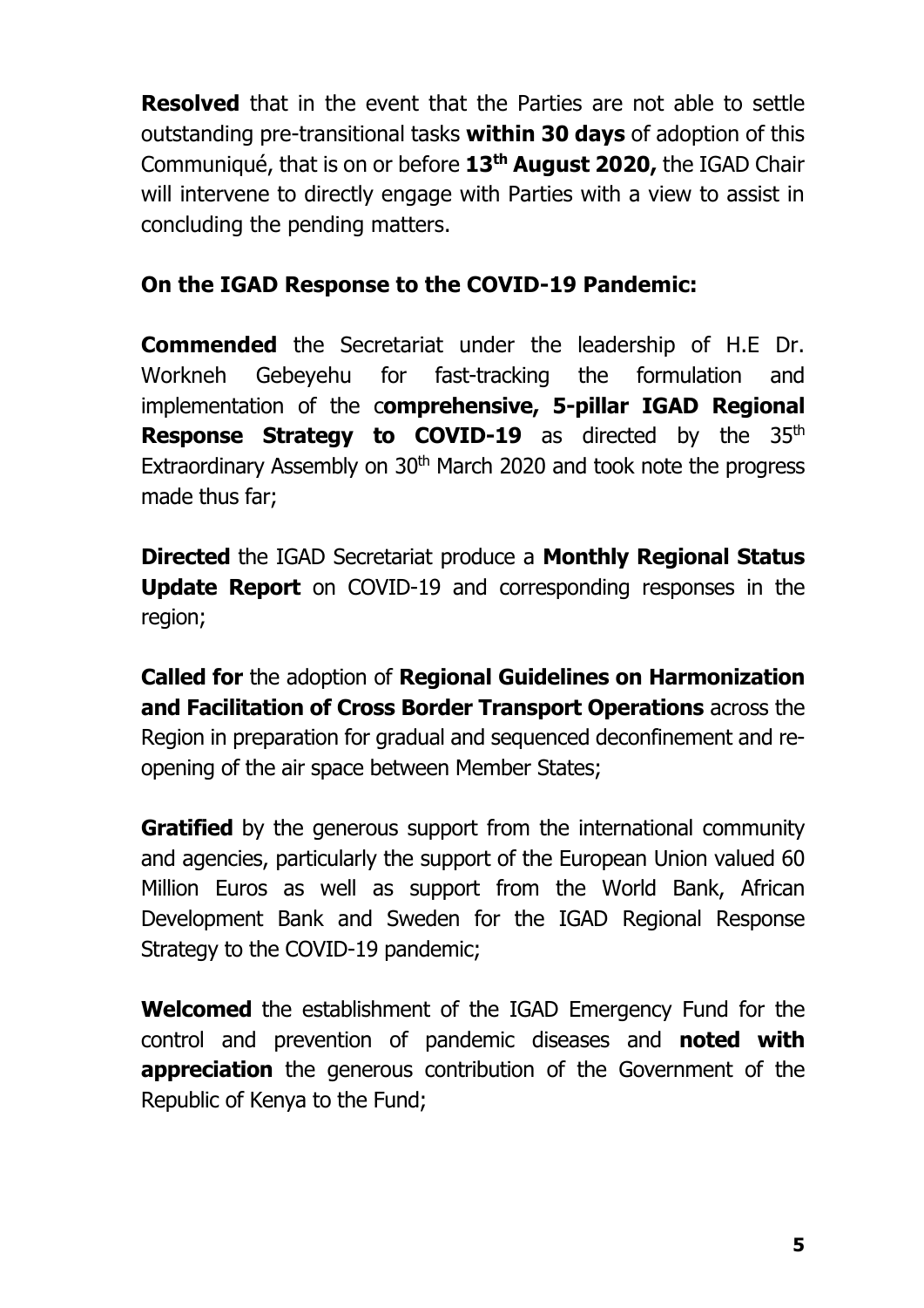**Resolved** that in the event that the Parties are not able to settle outstanding pre-transitional tasks **within 30 days** of adoption of this Communiqué, that is on or before **13th August 2020,** the IGAD Chair will intervene to directly engage with Parties with a view to assist in concluding the pending matters.

**On the IGAD Response to the COVID-19 Pandemic:**

**Commended** the Secretariat under the leadership of H.E Dr. Workneh Gebeyehu for fast-tracking the formulation and implementation of the c**omprehensive, 5-pillar IGAD Regional Response Strategy to COVID-19** as directed by the 35th Extraordinary Assembly on 30th March 2020 and took note the progress made thus far;

**Directed** the IGAD Secretariat produce a **Monthly Regional Status Update Report** on COVID-19 and corresponding responses in the region;

**Called for** the adoption of **Regional Guidelines on Harmonization and Facilitation of Cross Border Transport Operations** across the Region in preparation for gradual and sequenced deconfinement and re-opening of the air space between Member States;

**Gratified** by the generous support from the international community and agencies, particularly the support of the European Union valued 60 Million Euros as well as support from the World Bank, African Development Bank and Sweden for the IGAD Regional Response Strategy to the COVID-19 pandemic;

**Welcomed** the establishment of the IGAD Emergency Fund for the control and prevention of pandemic diseases and **noted with appreciation** the generous contribution of the Government of the Republic of Kenya to the Fund;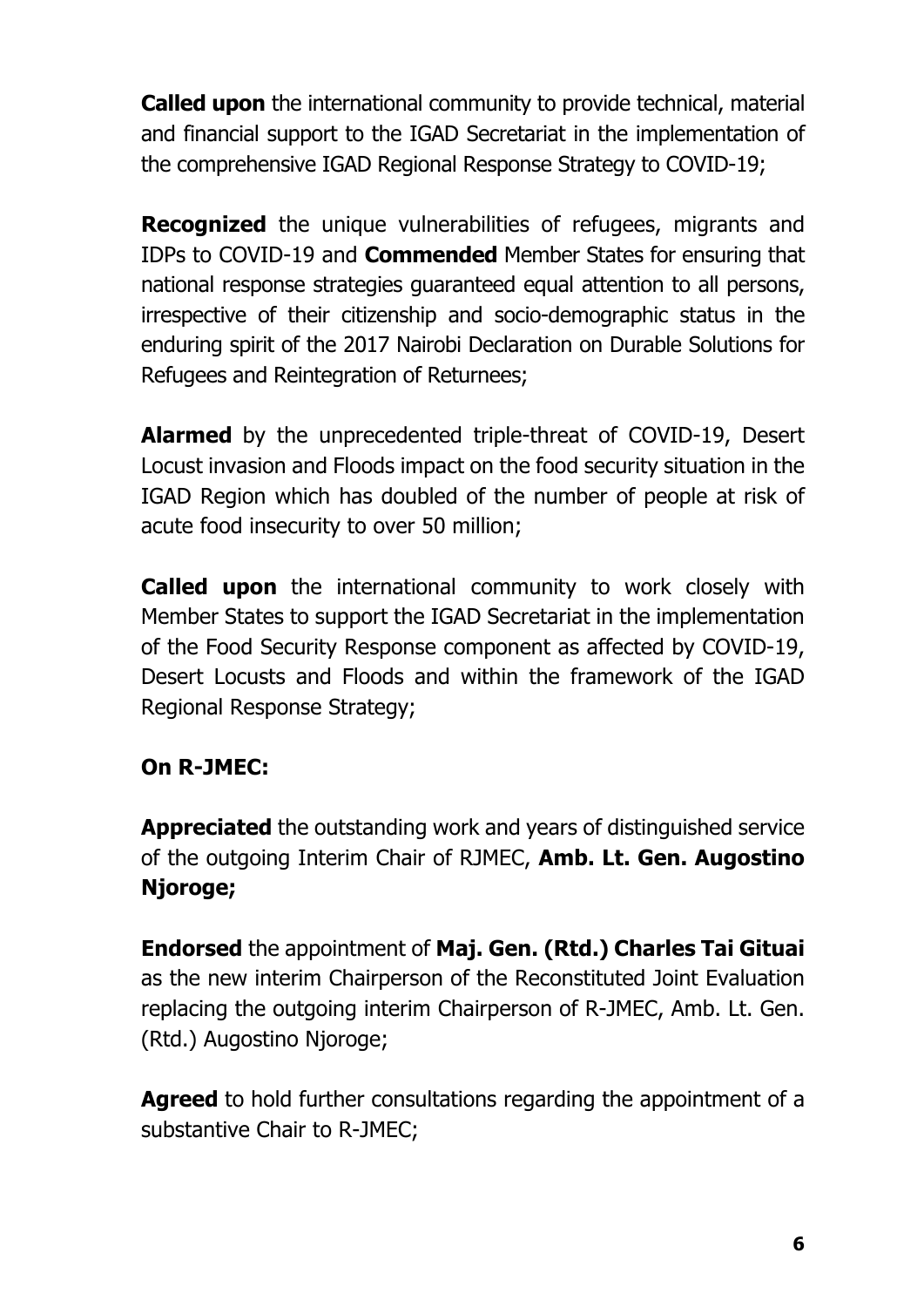**Called upon** the international community to provide technical, material and financial support to the IGAD Secretariat in the implementation of the comprehensive IGAD Regional Response Strategy to COVID-19;

**Recognized** the unique vulnerabilities of refugees, migrants and IDPs to COVID-19 and **Commended** Member States for ensuring that national response strategies guaranteed equal attention to all persons, irrespective of their citizenship and socio-demographic status in the enduring spirit of the 2017 Nairobi Declaration on Durable Solutions for Refugees and Reintegration of Returnees;

**Alarmed** by the unprecedented triple-threat of COVID-19, Desert Locust invasion and Floods impact on the food security situation in the IGAD Region which has doubled of the number of people at risk of acute food insecurity to over 50 million;

**Called upon** the international community to work closely with Member States to support the IGAD Secretariat in the implementation of the Food Security Response component as affected by COVID-19, Desert Locusts and Floods and within the framework of the IGAD Regional Response Strategy;

**On R-JMEC:**

**Appreciated** the outstanding work and years of distinguished service of the outgoing Interim Chair of RJMEC, **Amb. Lt. Gen. Augostino Njoroge;**

**Endorsed** the appointment of **Maj. Gen. (Rtd.) Charles Tai Gituai** as the new interim Chairperson of the Reconstituted Joint Evaluation replacing the outgoing interim Chairperson of R-JMEC, Amb. Lt. Gen. (Rtd.) Augostino Njoroge;

**Agreed** to hold further consultations regarding the appointment of a substantive Chair to R-JMEC;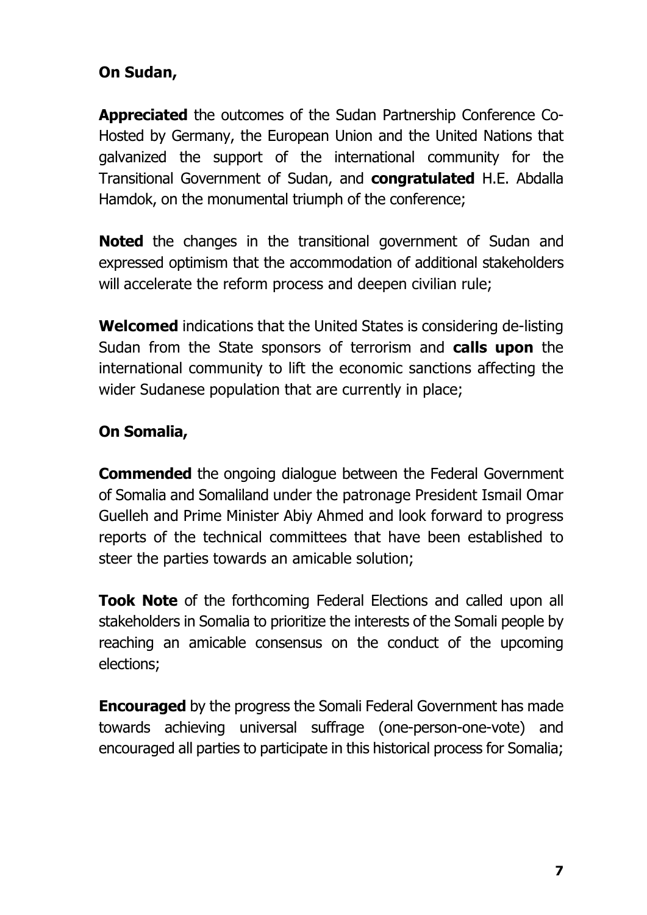**On Sudan,**

**Appreciated** the outcomes of the Sudan Partnership Conference Co-Hosted by Germany, the European Union and the United Nations that galvanized the support of the international community for the Transitional Government of Sudan, and **congratulated** H.E. Abdalla Hamdok, on the monumental triumph of the conference;

**Noted** the changes in the transitional government of Sudan and expressed optimism that the accommodation of additional stakeholders will accelerate the reform process and deepen civilian rule;

**Welcomed** indications that the United States is considering de-listing Sudan from the State sponsors of terrorism and **calls upon** the international community to lift the economic sanctions affecting the wider Sudanese population that are currently in place;

**On Somalia,**

**Commended** the ongoing dialogue between the Federal Government of Somalia and Somaliland under the patronage President Ismail Omar Guelleh and Prime Minister Abiy Ahmed and look forward to progress reports of the technical committees that have been established to steer the parties towards an amicable solution;

**Took Note** of the forthcoming Federal Elections and called upon all stakeholders in Somalia to prioritize the interests of the Somali people by reaching an amicable consensus on the conduct of the upcoming elections;

**Encouraged** by the progress the Somali Federal Government has made towards achieving universal suffrage (one-person-one-vote) and encouraged all parties to participate in this historical process for Somalia;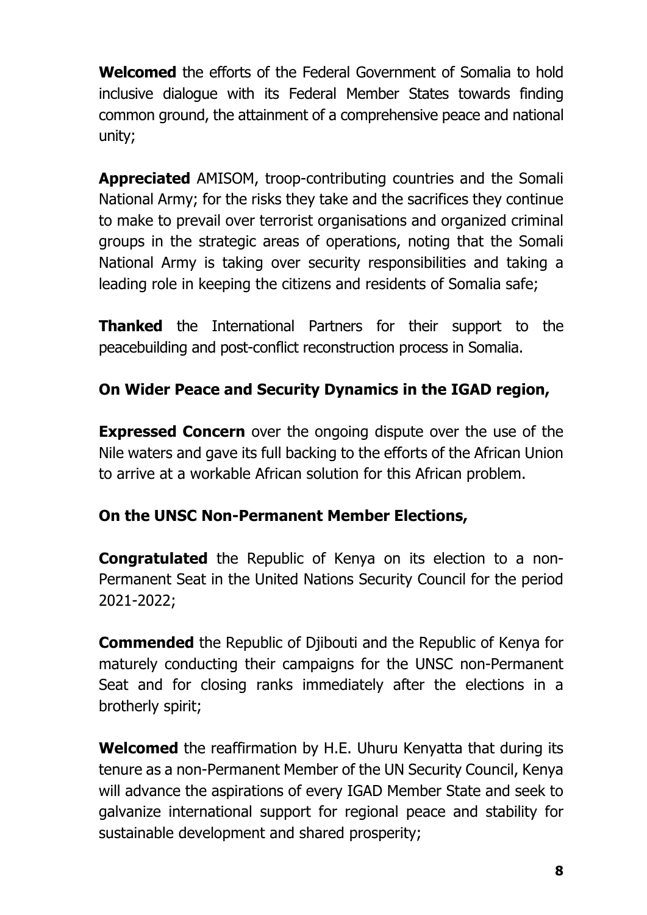**Welcomed** the efforts of the Federal Government of Somalia to hold inclusive dialogue with its Federal Member States towards finding common ground, the attainment of a comprehensive peace and national unity;

**Appreciated** AMISOM, troop-contributing countries and the Somali National Army; for the risks they take and the sacrifices they continue to make to prevail over terrorist organisations and organized criminal groups in the strategic areas of operations, noting that the Somali National Army is taking over security responsibilities and taking a leading role in keeping the citizens and residents of Somalia safe;

**Thanked** the International Partners for their support to the peacebuilding and post-conflict reconstruction process in Somalia.

**On Wider Peace and Security Dynamics in the IGAD region,**

**Expressed Concern** over the ongoing dispute over the use of the Nile waters and gave its full backing to the efforts of the African Union to arrive at a workable African solution for this African problem.

**On the UNSC Non-Permanent Member Elections,**

**Congratulated** the Republic of Kenya on its election to a non-Permanent Seat in the United Nations Security Council for the period 2021-2022;

**Commended** the Republic of Djibouti and the Republic of Kenya for maturely conducting their campaigns for the UNSC non-Permanent Seat and for closing ranks immediately after the elections in a brotherly spirit;

**Welcomed** the reaffirmation by H.E. Uhuru Kenyatta that during its tenure as a non-Permanent Member of the UN Security Council, Kenya will advance the aspirations of every IGAD Member State and seek to galvanize international support for regional peace and stability for sustainable development and shared prosperity;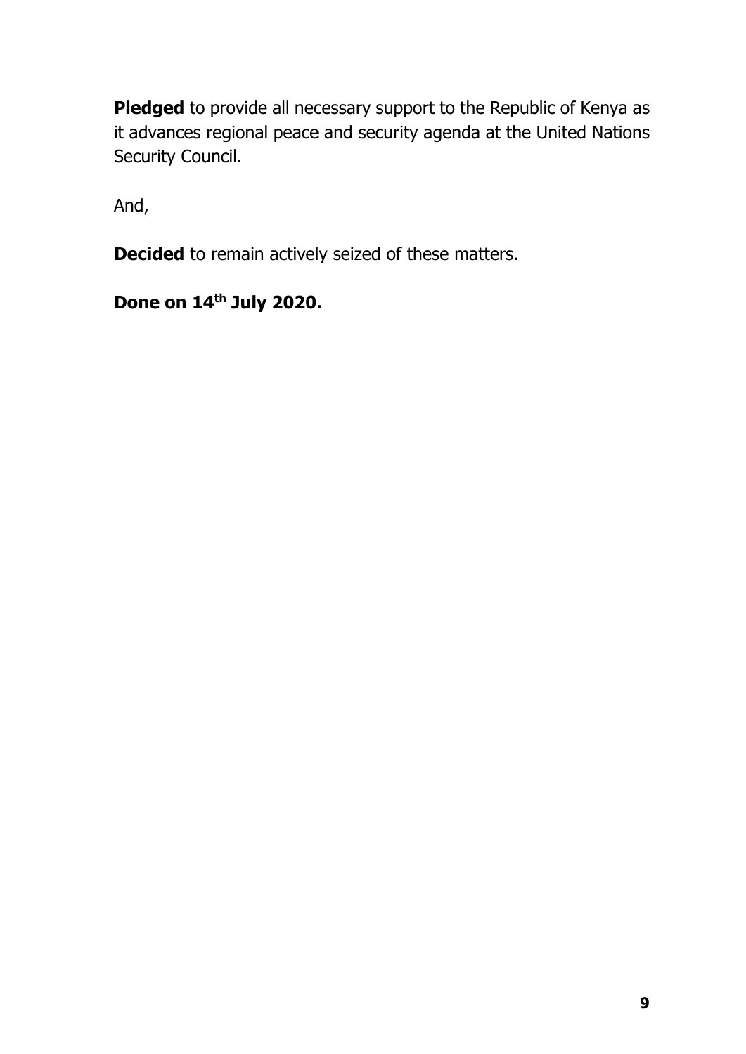**Pledged** to provide all necessary support to the Republic of Kenya as it advances regional peace and security agenda at the United Nations Security Council.

And,

**Decided** to remain actively seized of these matters.

**Done on 14th July 2020.**